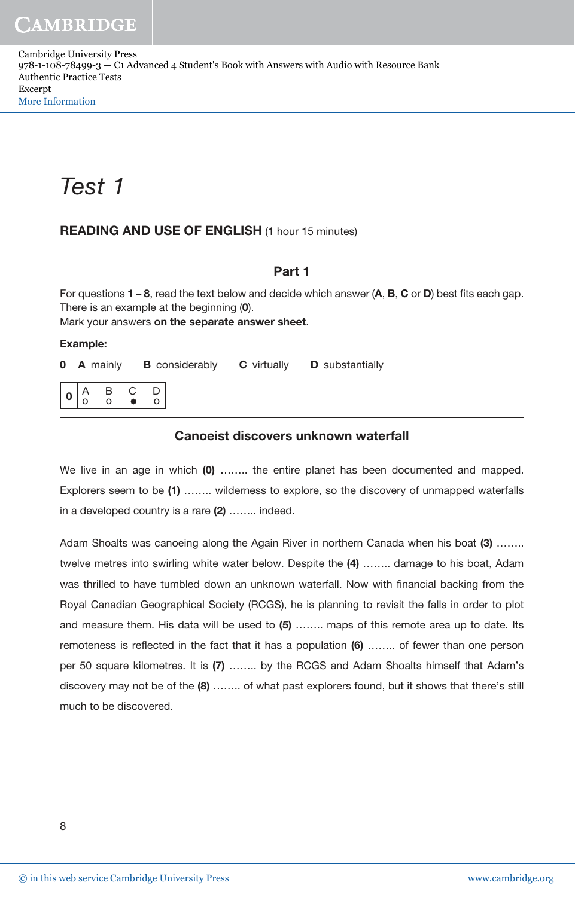# Test 1

## READING AND USE OF ENGLISH (1 hour 15 minutes)

### Part 1

For questions **1 – 8**, read the text below and decide which answer (**A**, **B**, **C** or **D**) best fits each gap. There is an example at the beginning (**0**).
Mark your answers **on the separate answer sheet**.

**Example:**

**0** **A** mainly **B** considerably **C** virtually **D** substantially

| 0 | A | B | C | D |
|---|---|---|---|---|
| | o | o | ● | o |

### Canoeist discovers unknown waterfall

We live in an age in which **(0)** …….. the entire planet has been documented and mapped. Explorers seem to be **(1)** …….. wilderness to explore, so the discovery of unmapped waterfalls in a developed country is a rare **(2)** …….. indeed.

Adam Shoalts was canoeing along the Again River in northern Canada when his boat **(3)** …….. twelve metres into swirling white water below. Despite the **(4)** …….. damage to his boat, Adam was thrilled to have tumbled down an unknown waterfall. Now with financial backing from the Royal Canadian Geographical Society (RCGS), he is planning to revisit the falls in order to plot and measure them. His data will be used to **(5)** …….. maps of this remote area up to date. Its remoteness is reflected in the fact that it has a population **(6)** …….. of fewer than one person per 50 square kilometres. It is **(7)** …….. by the RCGS and Adam Shoalts himself that Adam's discovery may not be of the **(8)** …….. of what past explorers found, but it shows that there's still much to be discovered.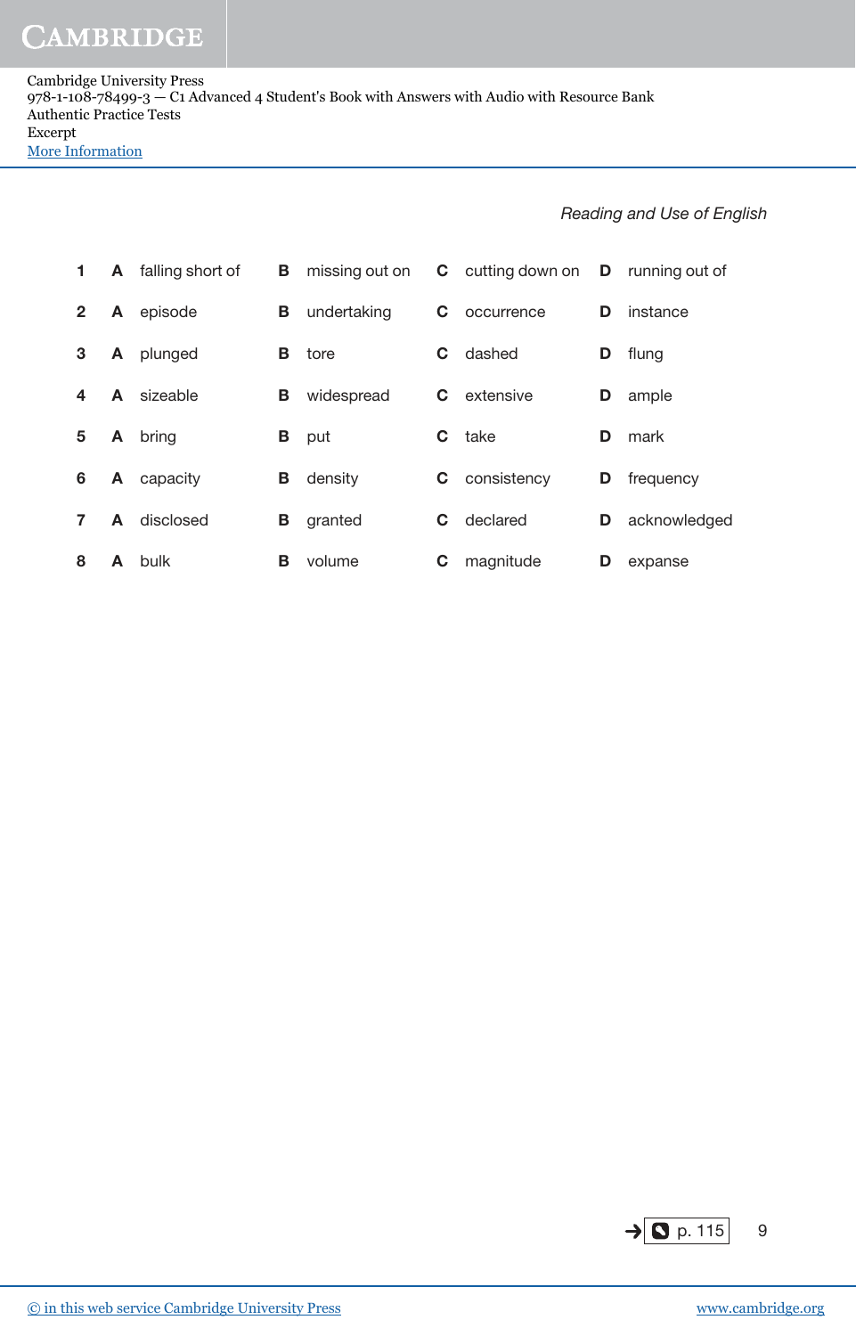| | A | | B | | C | | D | |
|---|---|---|---|---|---|---|---|---|
| **1** | **A** | falling short of | **B** | missing out on | **C** | cutting down on | **D** | running out of |
| **2** | **A** | episode | **B** | undertaking | **C** | occurrence | **D** | instance |
| **3** | **A** | plunged | **B** | tore | **C** | dashed | **D** | flung |
| **4** | **A** | sizeable | **B** | widespread | **C** | extensive | **D** | ample |
| **5** | **A** | bring | **B** | put | **C** | take | **D** | mark |
| **6** | **A** | capacity | **B** | density | **C** | consistency | **D** | frequency |
| **7** | **A** | disclosed | **B** | granted | **C** | declared | **D** | acknowledged |
| **8** | **A** | bulk | **B** | volume | **C** | magnitude | **D** | expanse |

→ p. 115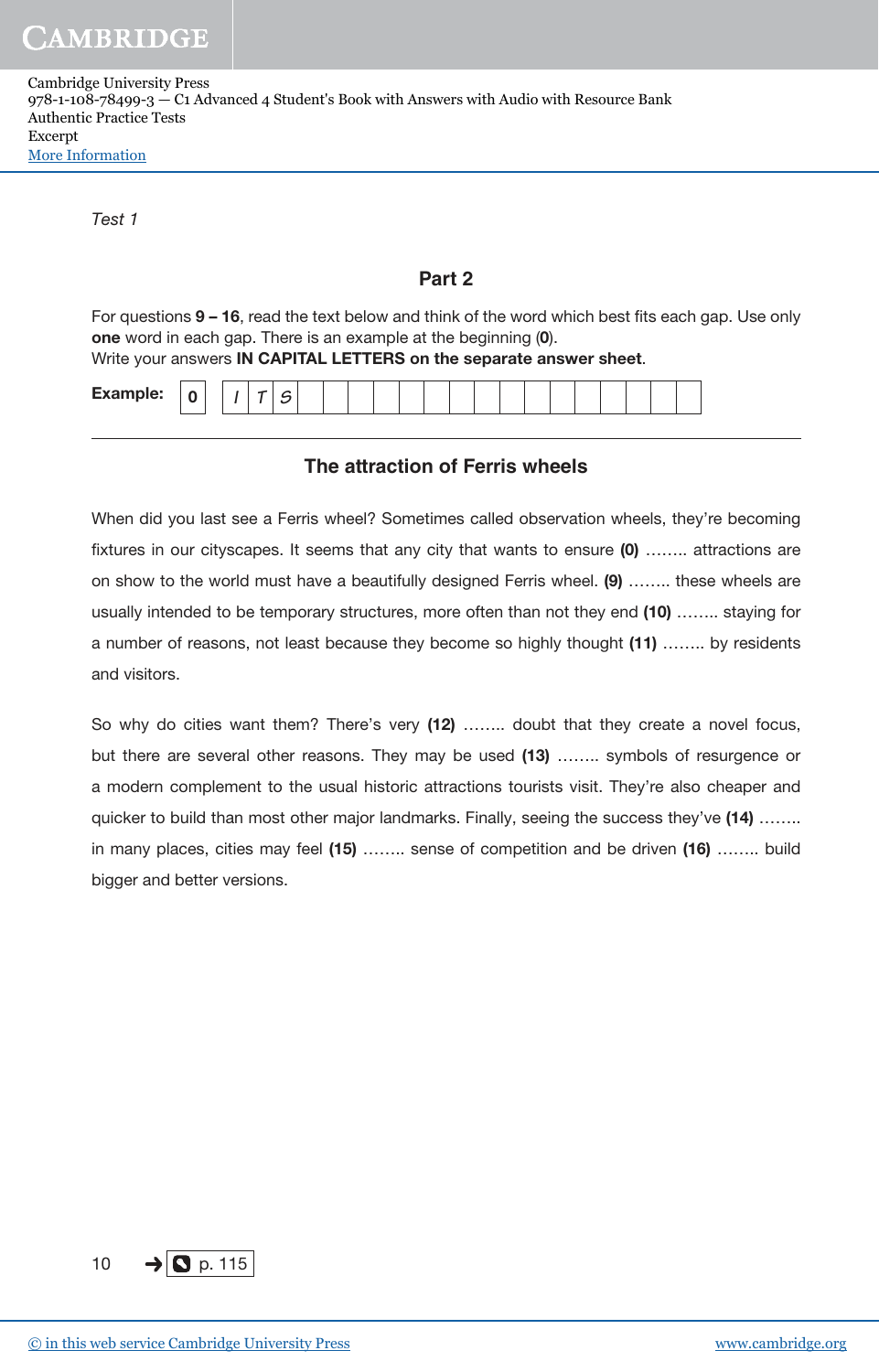Test 1

## Part 2

For questions **9 – 16**, read the text below and think of the word which best fits each gap. Use only **one** word in each gap. There is an example at the beginning (**0**).
Write your answers **IN CAPITAL LETTERS on the separate answer sheet**.

**Example:** | **0** | I T S |

### The attraction of Ferris wheels

When did you last see a Ferris wheel? Sometimes called observation wheels, they're becoming fixtures in our cityscapes. It seems that any city that wants to ensure **(0)** …….. attractions are on show to the world must have a beautifully designed Ferris wheel. **(9)** …….. these wheels are usually intended to be temporary structures, more often than not they end **(10)** …….. staying for a number of reasons, not least because they become so highly thought **(11)** …….. by residents and visitors.

So why do cities want them? There's very **(12)** …….. doubt that they create a novel focus, but there are several other reasons. They may be used **(13)** …….. symbols of resurgence or a modern complement to the usual historic attractions tourists visit. They're also cheaper and quicker to build than most other major landmarks. Finally, seeing the success they've **(14)** …….. in many places, cities may feel **(15)** …….. sense of competition and be driven **(16)** …….. build bigger and better versions.

→ p. 115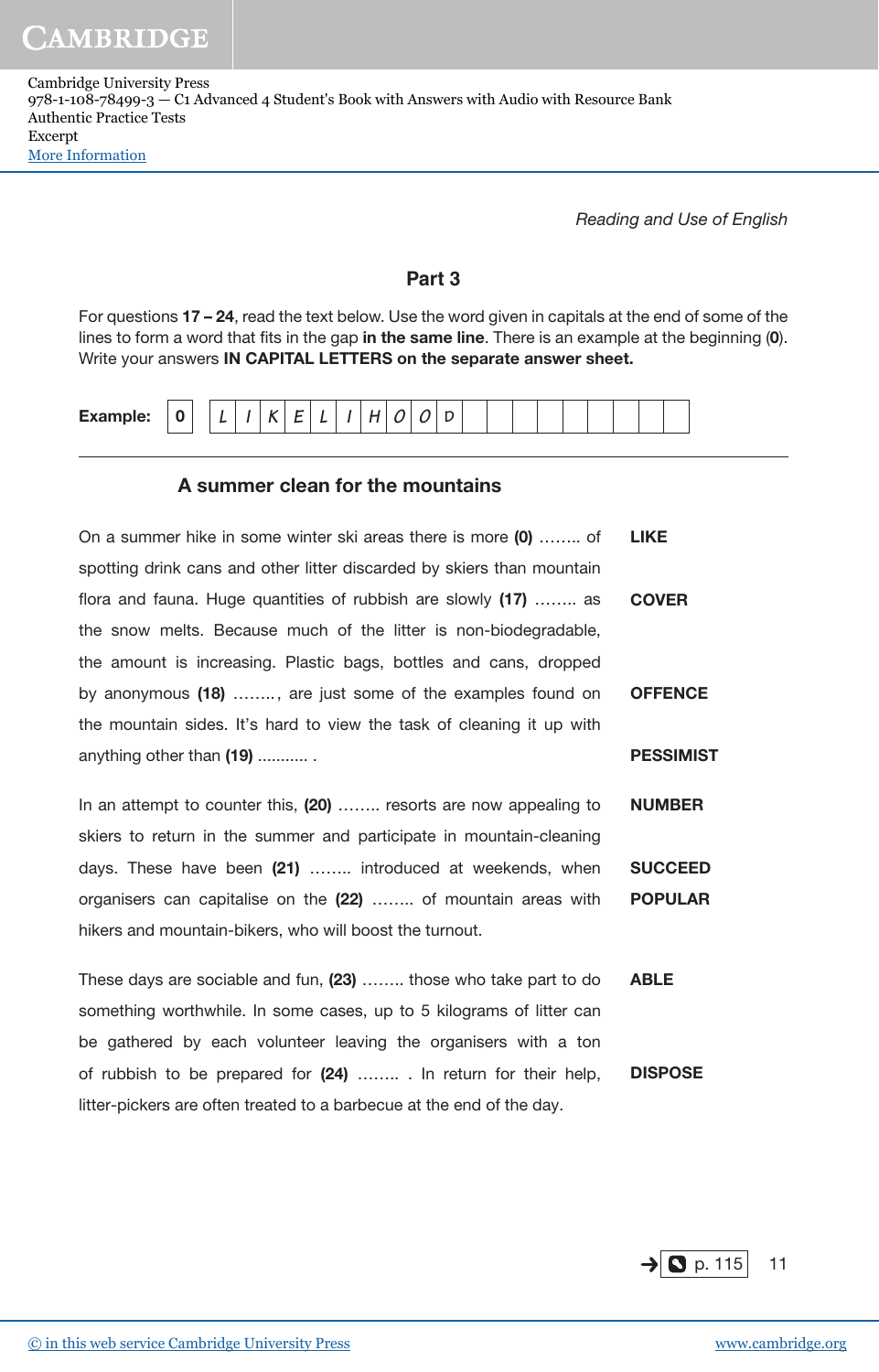Cambridge University Press
978-1-108-78499-3 — C1 Advanced 4 Student's Book with Answers with Audio with Resource Bank
Authentic Practice Tests
Excerpt
More Information

*Reading and Use of English*

## Part 3

For questions **17 – 24**, read the text below. Use the word given in capitals at the end of some of the lines to form a word that fits in the gap **in the same line**. There is an example at the beginning (**0**). Write your answers **IN CAPITAL LETTERS on the separate answer sheet.**

**Example:** | **0** | L I K E L I H O O D |

---

### A summer clean for the mountains

On a summer hike in some winter ski areas there is more **(0)** …….. of spotting drink cans and other litter discarded by skiers than mountain flora and fauna. Huge quantities of rubbish are slowly **(17)** …….. as the snow melts. Because much of the litter is non-biodegradable, the amount is increasing. Plastic bags, bottles and cans, dropped by anonymous **(18)** …….., are just some of the examples found on the mountain sides. It's hard to view the task of cleaning it up with anything other than **(19)** ........... .

In an attempt to counter this, **(20)** …….. resorts are now appealing to skiers to return in the summer and participate in mountain-cleaning days. These have been **(21)** …….. introduced at weekends, when organisers can capitalise on the **(22)** …….. of mountain areas with hikers and mountain-bikers, who will boost the turnout.

These days are sociable and fun, **(23)** …….. those who take part to do something worthwhile. In some cases, up to 5 kilograms of litter can be gathered by each volunteer leaving the organisers with a ton of rubbish to be prepared for **(24)** …….. . In return for their help, litter-pickers are often treated to a barbecue at the end of the day.

| Gap | Word |
|---|---|
| (0) | **LIKE** |
| (17) | **COVER** |
| (18) | **OFFENCE** |
| (19) | **PESSIMIST** |
| (20) | **NUMBER** |
| (21) | **SUCCEED** |
| (22) | **POPULAR** |
| (23) | **ABLE** |
| (24) | **DISPOSE** |

→ p. 115

© in this web service Cambridge University Press www.cambridge.org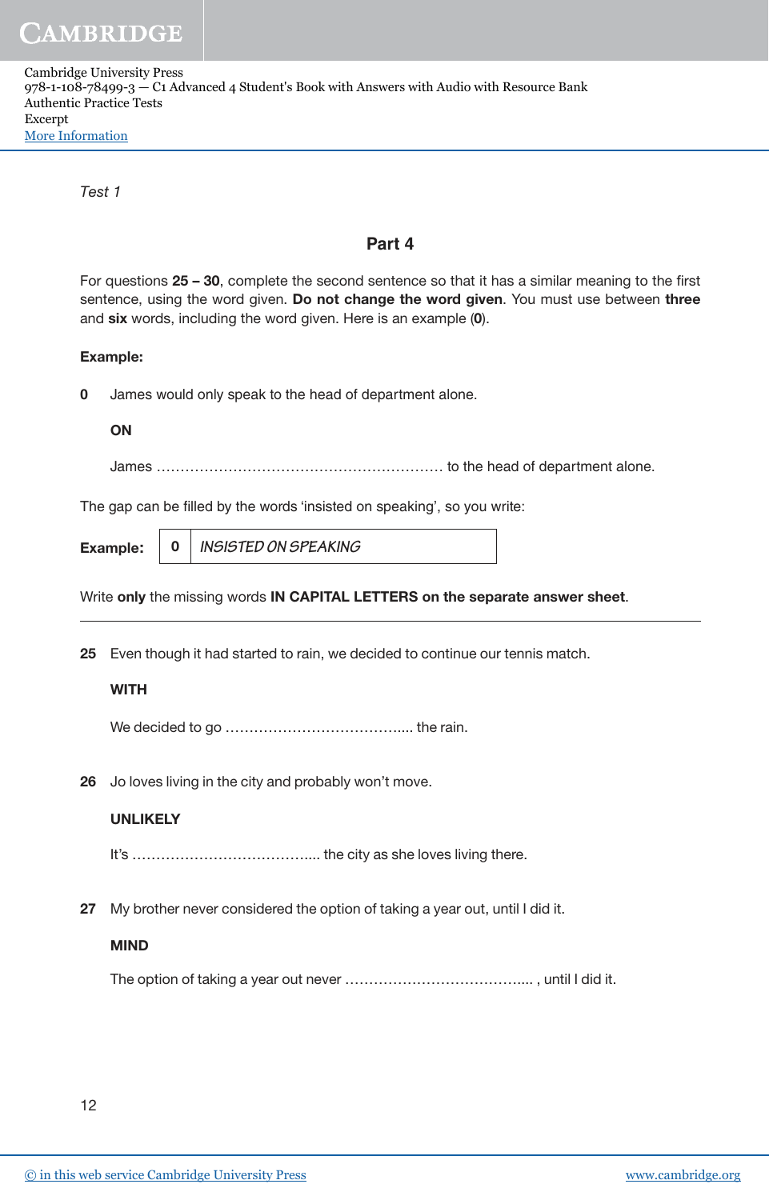*Test 1*

## Part 4

For questions **25 – 30**, complete the second sentence so that it has a similar meaning to the first sentence, using the word given. **Do not change the word given**. You must use between **three** and **six** words, including the word given. Here is an example (**0**).

**Example:**

**0** James would only speak to the head of department alone.

**ON**

James ………………………………………………………… to the head of department alone.

The gap can be filled by the words 'insisted on speaking', so you write:

| **Example:** | **0** | *INSISTED ON SPEAKING* |
|---|---|---|

Write **only** the missing words **IN CAPITAL LETTERS on the separate answer sheet**.

---

**25** Even though it had started to rain, we decided to continue our tennis match.

**WITH**

We decided to go ………………………………….... the rain.

**26** Jo loves living in the city and probably won't move.

**UNLIKELY**

It's ………………………………….... the city as she loves living there.

**27** My brother never considered the option of taking a year out, until I did it.

**MIND**

The option of taking a year out never ………………………………….... , until I did it.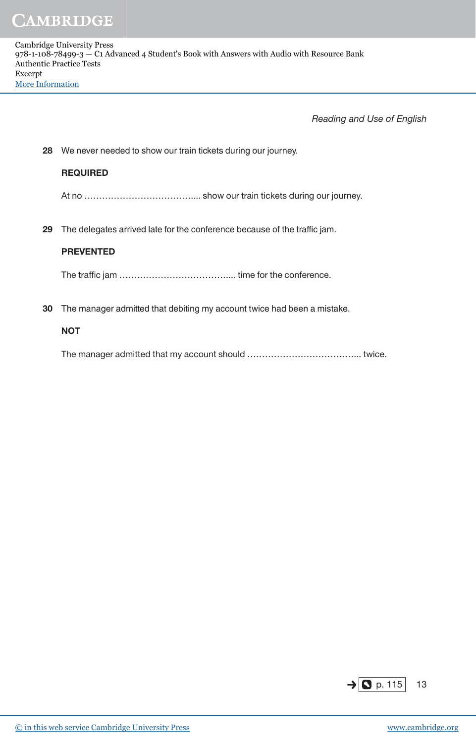**28** We never needed to show our train tickets during our journey.

**REQUIRED**

At no ………………………………... show our train tickets during our journey.

**29** The delegates arrived late for the conference because of the traffic jam.

**PREVENTED**

The traffic jam ………………………………... time for the conference.

**30** The manager admitted that debiting my account twice had been a mistake.

**NOT**

The manager admitted that my account should ………………………………... twice.

→ p. 115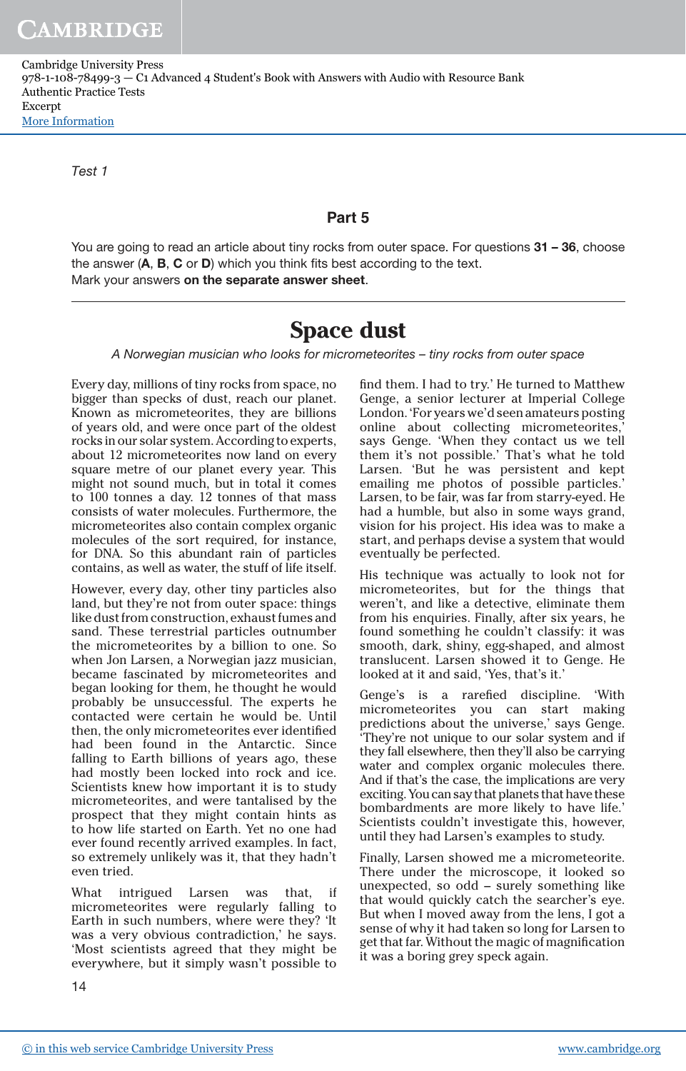Test 1

## Part 5

You are going to read an article about tiny rocks from outer space. For questions **31 – 36**, choose the answer (**A**, **B**, **C** or **D**) which you think fits best according to the text.
Mark your answers **on the separate answer sheet**.

# Space dust

*A Norwegian musician who looks for micrometeorites – tiny rocks from outer space*

Every day, millions of tiny rocks from space, no bigger than specks of dust, reach our planet. Known as micrometeorites, they are billions of years old, and were once part of the oldest rocks in our solar system. According to experts, about 12 micrometeorites now land on every square metre of our planet every year. This might not sound much, but in total it comes to 100 tonnes a day. 12 tonnes of that mass consists of water molecules. Furthermore, the micrometeorites also contain complex organic molecules of the sort required, for instance, for DNA. So this abundant rain of particles contains, as well as water, the stuff of life itself.

However, every day, other tiny particles also land, but they're not from outer space: things like dust from construction, exhaust fumes and sand. These terrestrial particles outnumber the micrometeorites by a billion to one. So when Jon Larsen, a Norwegian jazz musician, became fascinated by micrometeorites and began looking for them, he thought he would probably be unsuccessful. The experts he contacted were certain he would be. Until then, the only micrometeorites ever identified had been found in the Antarctic. Since falling to Earth billions of years ago, these had mostly been locked into rock and ice. Scientists knew how important it is to study micrometeorites, and were tantalised by the prospect that they might contain hints as to how life started on Earth. Yet no one had ever found recently arrived examples. In fact, so extremely unlikely was it, that they hadn't even tried.

What intrigued Larsen was that, if micrometeorites were regularly falling to Earth in such numbers, where were they? 'It was a very obvious contradiction,' he says. 'Most scientists agreed that they might be everywhere, but it simply wasn't possible to find them. I had to try.' He turned to Matthew Genge, a senior lecturer at Imperial College London. 'For years we'd seen amateurs posting online about collecting micrometeorites,' says Genge. 'When they contact us we tell them it's not possible.' That's what he told Larsen. 'But he was persistent and kept emailing me photos of possible particles.' Larsen, to be fair, was far from starry-eyed. He had a humble, but also in some ways grand, vision for his project. His idea was to make a start, and perhaps devise a system that would eventually be perfected.

His technique was actually to look not for micrometeorites, but for the things that weren't, and like a detective, eliminate them from his enquiries. Finally, after six years, he found something he couldn't classify: it was smooth, dark, shiny, egg-shaped, and almost translucent. Larsen showed it to Genge. He looked at it and said, 'Yes, that's it.'

Genge's is a rarefied discipline. 'With micrometeorites you can start making predictions about the universe,' says Genge. 'They're not unique to our solar system and if they fall elsewhere, then they'll also be carrying water and complex organic molecules there. And if that's the case, the implications are very exciting. You can say that planets that have these bombardments are more likely to have life.' Scientists couldn't investigate this, however, until they had Larsen's examples to study.

Finally, Larsen showed me a micrometeorite. There under the microscope, it looked so unexpected, so odd – surely something like that would quickly catch the searcher's eye. But when I moved away from the lens, I got a sense of why it had taken so long for Larsen to get that far. Without the magic of magnification it was a boring grey speck again.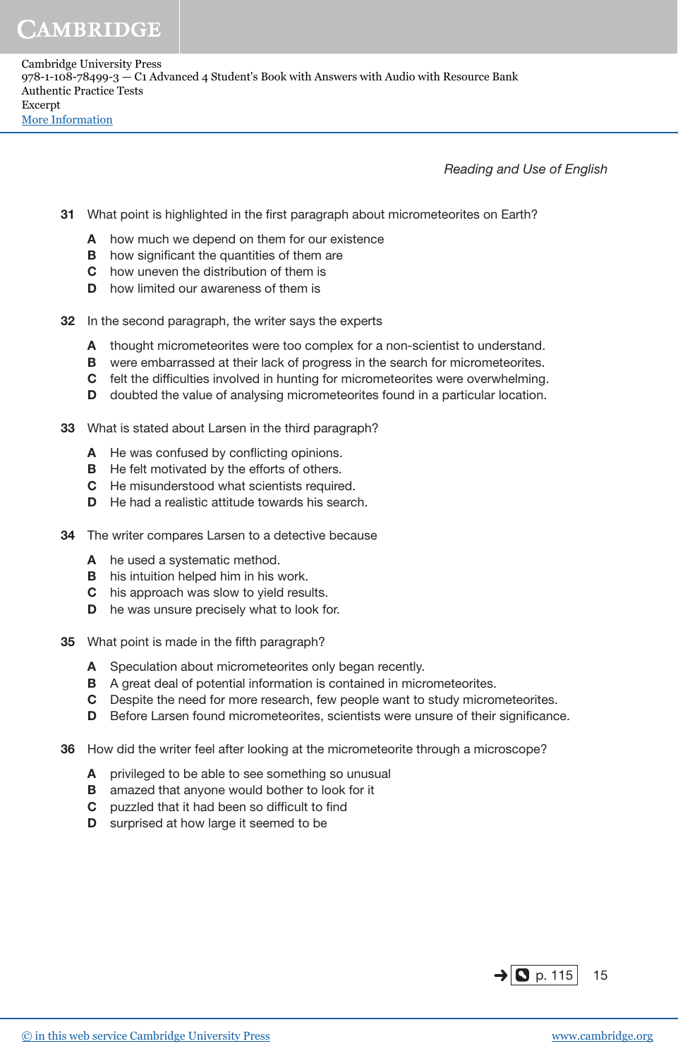31 What point is highlighted in the first paragraph about micrometeorites on Earth?

- **A** how much we depend on them for our existence
- **B** how significant the quantities of them are
- **C** how uneven the distribution of them is
- **D** how limited our awareness of them is

32 In the second paragraph, the writer says the experts

- **A** thought micrometeorites were too complex for a non-scientist to understand.
- **B** were embarrassed at their lack of progress in the search for micrometeorites.
- **C** felt the difficulties involved in hunting for micrometeorites were overwhelming.
- **D** doubted the value of analysing micrometeorites found in a particular location.

33 What is stated about Larsen in the third paragraph?

- **A** He was confused by conflicting opinions.
- **B** He felt motivated by the efforts of others.
- **C** He misunderstood what scientists required.
- **D** He had a realistic attitude towards his search.

34 The writer compares Larsen to a detective because

- **A** he used a systematic method.
- **B** his intuition helped him in his work.
- **C** his approach was slow to yield results.
- **D** he was unsure precisely what to look for.

35 What point is made in the fifth paragraph?

- **A** Speculation about micrometeorites only began recently.
- **B** A great deal of potential information is contained in micrometeorites.
- **C** Despite the need for more research, few people want to study micrometeorites.
- **D** Before Larsen found micrometeorites, scientists were unsure of their significance.

36 How did the writer feel after looking at the micrometeorite through a microscope?

- **A** privileged to be able to see something so unusual
- **B** amazed that anyone would bother to look for it
- **C** puzzled that it had been so difficult to find
- **D** surprised at how large it seemed to be

→ p. 115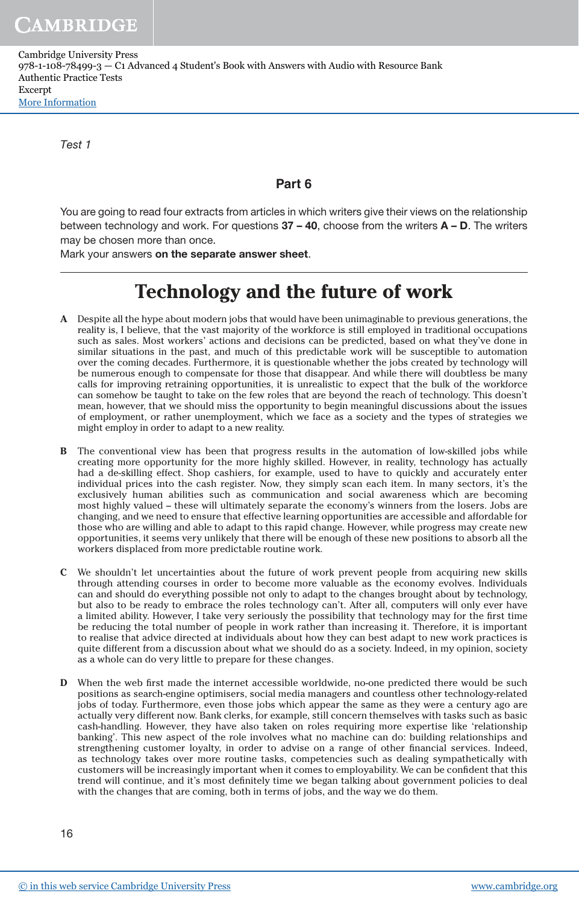Test 1

## Part 6

You are going to read four extracts from articles in which writers give their views on the relationship between technology and work. For questions **37 – 40**, choose from the writers **A – D**. The writers may be chosen more than once.
Mark your answers **on the separate answer sheet**.

# Technology and the future of work

**A** Despite all the hype about modern jobs that would have been unimaginable to previous generations, the reality is, I believe, that the vast majority of the workforce is still employed in traditional occupations such as sales. Most workers' actions and decisions can be predicted, based on what they've done in similar situations in the past, and much of this predictable work will be susceptible to automation over the coming decades. Furthermore, it is questionable whether the jobs created by technology will be numerous enough to compensate for those that disappear. And while there will doubtless be many calls for improving retraining opportunities, it is unrealistic to expect that the bulk of the workforce can somehow be taught to take on the few roles that are beyond the reach of technology. This doesn't mean, however, that we should miss the opportunity to begin meaningful discussions about the issues of employment, or rather unemployment, which we face as a society and the types of strategies we might employ in order to adapt to a new reality.

**B** The conventional view has been that progress results in the automation of low-skilled jobs while creating more opportunity for the more highly skilled. However, in reality, technology has actually had a de-skilling effect. Shop cashiers, for example, used to have to quickly and accurately enter individual prices into the cash register. Now, they simply scan each item. In many sectors, it's the exclusively human abilities such as communication and social awareness which are becoming most highly valued – these will ultimately separate the economy's winners from the losers. Jobs are changing, and we need to ensure that effective learning opportunities are accessible and affordable for those who are willing and able to adapt to this rapid change. However, while progress may create new opportunities, it seems very unlikely that there will be enough of these new positions to absorb all the workers displaced from more predictable routine work.

**C** We shouldn't let uncertainties about the future of work prevent people from acquiring new skills through attending courses in order to become more valuable as the economy evolves. Individuals can and should do everything possible not only to adapt to the changes brought about by technology, but also to be ready to embrace the roles technology can't. After all, computers will only ever have a limited ability. However, I take very seriously the possibility that technology may for the first time be reducing the total number of people in work rather than increasing it. Therefore, it is important to realise that advice directed at individuals about how they can best adapt to new work practices is quite different from a discussion about what we should do as a society. Indeed, in my opinion, society as a whole can do very little to prepare for these changes.

**D** When the web first made the internet accessible worldwide, no-one predicted there would be such positions as search-engine optimisers, social media managers and countless other technology-related jobs of today. Furthermore, even those jobs which appear the same as they were a century ago are actually very different now. Bank clerks, for example, still concern themselves with tasks such as basic cash-handling. However, they have also taken on roles requiring more expertise like 'relationship banking'. This new aspect of the role involves what no machine can do: building relationships and strengthening customer loyalty, in order to advise on a range of other financial services. Indeed, as technology takes over more routine tasks, competencies such as dealing sympathetically with customers will be increasingly important when it comes to employability. We can be confident that this trend will continue, and it's most definitely time we began talking about government policies to deal with the changes that are coming, both in terms of jobs, and the way we do them.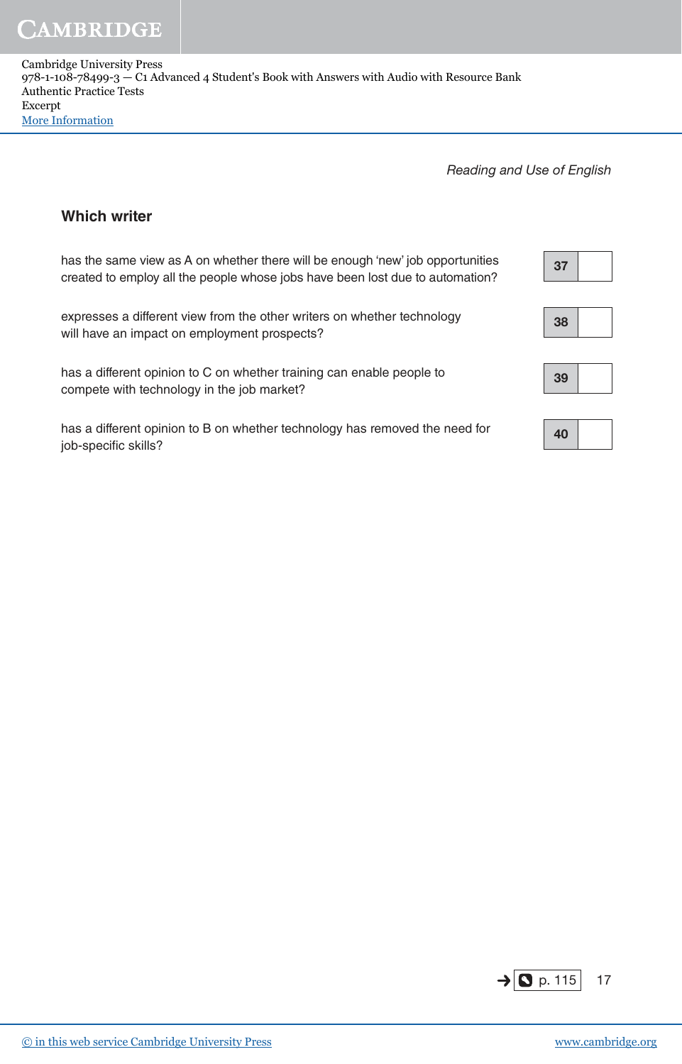### Which writer

has the same view as A on whether there will be enough 'new' job opportunities created to employ all the people whose jobs have been lost due to automation? **37**

expresses a different view from the other writers on whether technology will have an impact on employment prospects? **38**

has a different opinion to C on whether training can enable people to compete with technology in the job market? **39**

has a different opinion to B on whether technology has removed the need for job-specific skills? **40**

→ p. 115